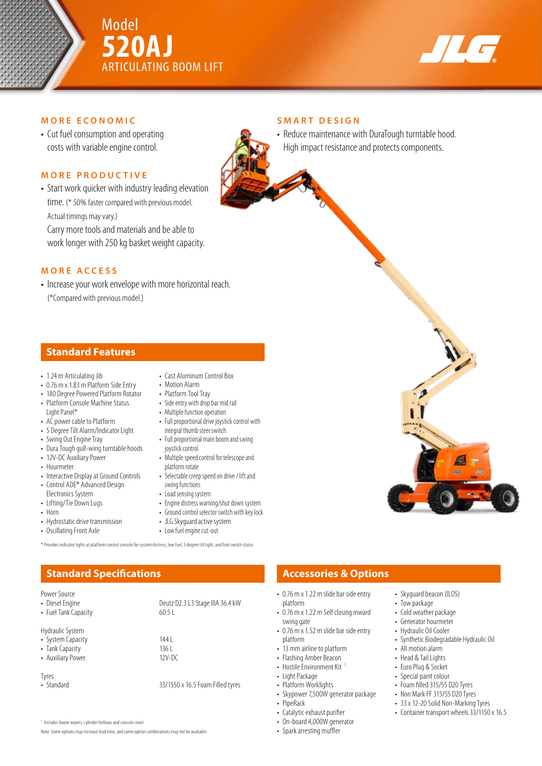# Model 520AJ ARTICULATING BOOM LIFT

## MORE ECONOMIC

- Cut fuel consumption and operating costs with variable engine control.

## MORE PRODUCTIVE

- Start work quicker with industry leading elevation time. (* 50% faster compared with previous model. Actual timings may vary.)
  Carry more tools and materials and be able to work longer with 250 kg basket weight capacity.

## MORE ACCESS

- Increase your work envelope with more horizontal reach. (*Compared with previous model.)

## SMART DESIGN

- Reduce maintenance with DuraTough turntable hood. High impact resistance and protects components.

## Standard Features

- 1.24 m Articulating Jib
- 0.76 m x 1.83 m Platform Side Entry
- 180 Degree Powered Platform Rotator
- Platform Console Machine Status Light Panel*
- AC power cable to Platform
- 5 Degree Tilt Alarm/Indicator Light
- Swing Out Engine Tray
- Dura Tough gull-wing turntable hoods
- 12V-DC Auxiliary Power
- Hourmeter
- Interactive Display at Ground Controls
- Control ADE® Advanced Design Electronics System
- Lifting/Tie Down Lugs
- Horn
- Hydrostatic drive transmission
- Oscillating Front Axle
- Cast Aluminum Control Box
- Motion Alarm
- Platform Tool Tray
- Side entry with drop bar mid rail
- Multiple function operation
- Full proportional drive joystick control with integral thumb steer switch
- Full proportional main boom and swing joystick control
- Multiple speed control for telescope and platform rotate
- Selectable creep speed on drive / lift and swing functions
- Load sensing system
- Engine distress warning/shut down system
- Ground control selector switch with key lock
- JLG Skyguard active system
- Low fuel engine cut-out

\* Provides indicator lights at platform control console for system distress, low fuel, 5 degree tilt light, and foot switch status.

## Standard Specifications

| | |
|---|---|
| **Power Source** | |
| • Diesel Engine | Deutz D2.3 L3 Stage IIIA 36.4 kW |
| • Fuel Tank Capacity | 60.5 L |
| **Hydraulic System** | |
| • System Capacity | 144 L |
| • Tank Capacity | 136 L |
| • Auxiliary Power | 12V-DC |
| **Tyres** | |
| • Standard | 33/1550 x 16.5 Foam Filled tyres |

[1] Includes boom wipers, cylinder bellows and console cover.

Note: Some options may increase lead time, and some option combinations may not be available.

## Accessories & Options

- 0.76 m x 1.22 m slide bar side entry platform
- 0.76 m x 1.22 m Self closing inward swing gate
- 0.76 m x 1.52 m slide bar side entry platform
- 13 mm airline to platform
- Flashing Amber Beacon
- Hostile Environment Kit [1]
- Light Package
- Platform Worklights
- Skypower 7,500W generator package
- PipeRack
- Catalytic exhaust purifier
- On-board 4,000W generator
- Spark arresting muffler
- Skyguard beacon (ILOS)
- Tow package
- Cold weather package
- Generator hourmeter
- Hydraulic Oil Cooler
- Synthetic Biodegradable Hydraulic Oil
- All motion alarm
- Head & Tail Lights
- Euro Plug & Socket
- Special paint colour
- Foam filled 315/55 D20 Tyres
- Non Mark FF 315/55 D20 Tyres
- 33 x 12-20 Solid Non-Marking Tyres
- Container transport wheels 33/1150 x 16.5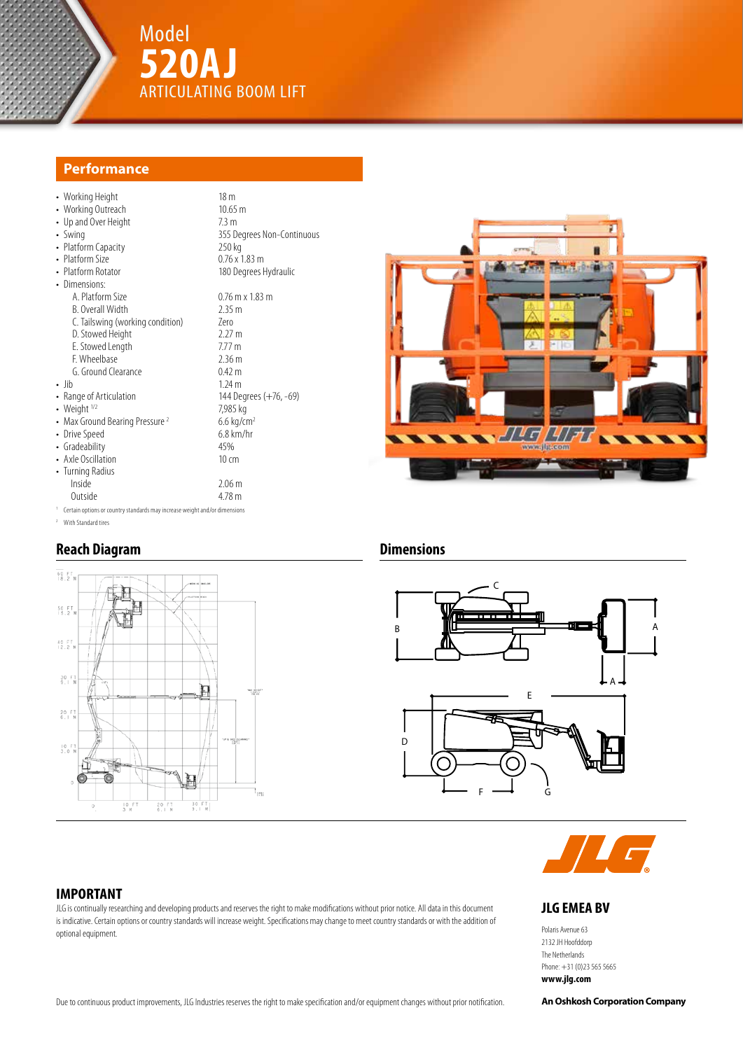# Model
# 520AJ
## ARTICULATING BOOM LIFT

## Performance

| | |
|---|---|
| • Working Height | 18 m |
| • Working Outreach | 10.65 m |
| • Up and Over Height | 7.3 m |
| • Swing | 355 Degrees Non-Continuous |
| • Platform Capacity | 250 kg |
| • Platform Size | 0.76 x 1.83 m |
| • Platform Rotator | 180 Degrees Hydraulic |
| • Dimensions: | |
| A. Platform Size | 0.76 m x 1.83 m |
| B. Overall Width | 2.35 m |
| C. Tailswing (working condition) | Zero |
| D. Stowed Height | 2.27 m |
| E. Stowed Length | 7.77 m |
| F. Wheelbase | 2.36 m |
| G. Ground Clearance | 0.42 m |
| • Jib | 1.24 m |
| • Range of Articulation | 144 Degrees (+76, -69) |
| • Weight [1/2] | 7,985 kg |
| • Max Ground Bearing Pressure [2] | 6.6 kg/cm² |
| • Drive Speed | 6.8 km/hr |
| • Gradeability | 45% |
| • Axle Oscillation | 10 cm |
| • Turning Radius | |
| Inside | 2.06 m |
| Outside | 4.78 m |

[1] Certain options or country standards may increase weight and/or dimensions

[2] With Standard tires

## Reach Diagram

60 FT 18.2 M
50 FT 15.2 M
40 FT 12.2 M
30 FT 9.1 M
20 FT 6.1 M
10 FT 3.0 M
0
0
10 FT 3 M
20 FT 6.1 M
30 FT 9.1 M

## Dimensions

C
B
A
A
E
D
F
G

## IMPORTANT

JLG is continually researching and developing products and reserves the right to make modifications without prior notice. All data in this document is indicative. Certain options or country standards will increase weight. Specifications may change to meet country standards or with the addition of optional equipment.

JLG

### JLG EMEA BV

Polaris Avenue 63
2132 JH Hoofddorp
The Netherlands
Phone: +31 (0)23 565 5665
**www.jlg.com**

Due to continuous product improvements, JLG Industries reserves the right to make specification and/or equipment changes without prior notification.

**An Oshkosh Corporation Company**